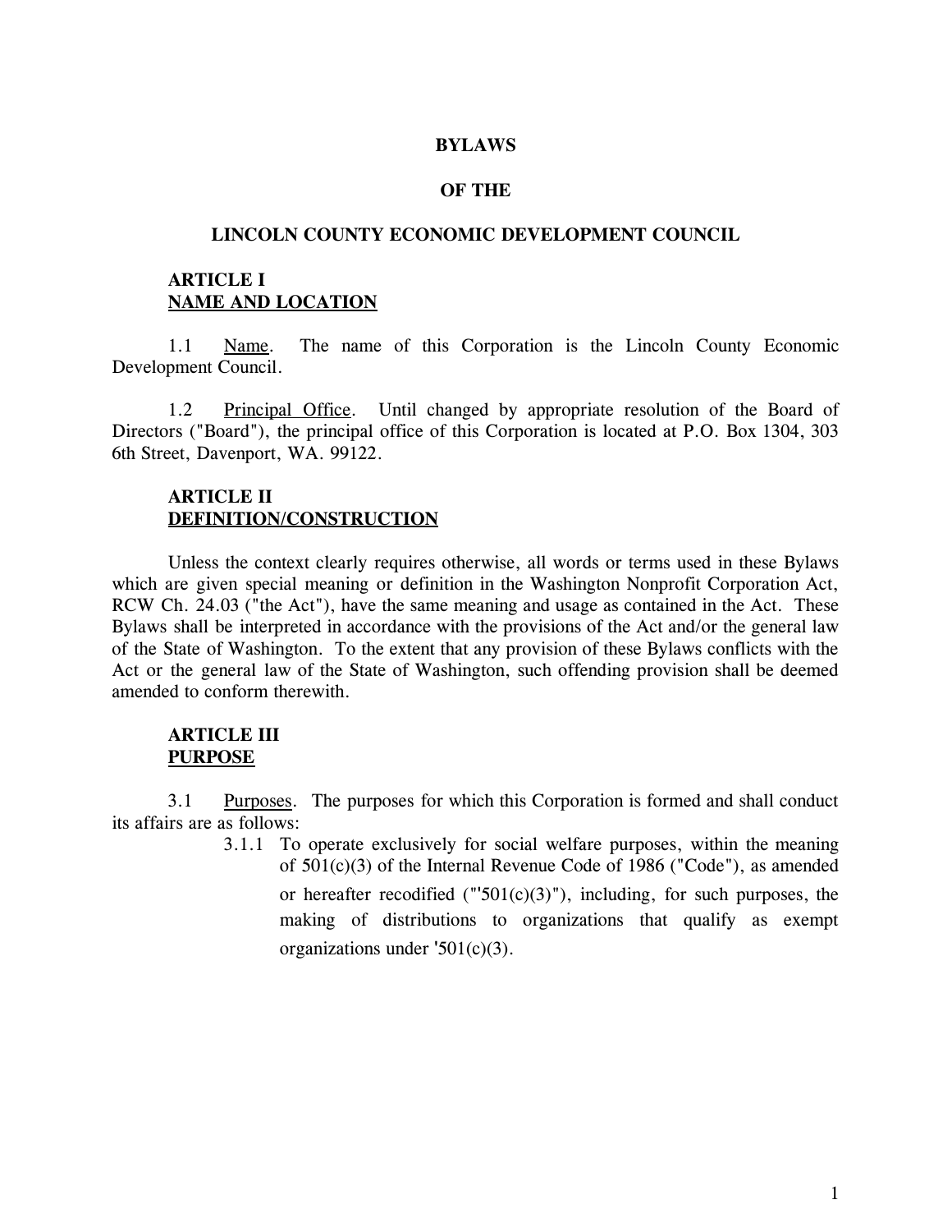# BYLAWS

# OF THE

# LINCOLN COUNTY ECONOMIC DEVELOPMENT COUNCIL

## ARTICLE I
## NAME AND LOCATION

1.1 Name. The name of this Corporation is the Lincoln County Economic Development Council.

1.2 Principal Office. Until changed by appropriate resolution of the Board of Directors ("Board"), the principal office of this Corporation is located at P.O. Box 1304, 303 6th Street, Davenport, WA. 99122.

## ARTICLE II
## DEFINITION/CONSTRUCTION

Unless the context clearly requires otherwise, all words or terms used in these Bylaws which are given special meaning or definition in the Washington Nonprofit Corporation Act, RCW Ch. 24.03 ("the Act"), have the same meaning and usage as contained in the Act. These Bylaws shall be interpreted in accordance with the provisions of the Act and/or the general law of the State of Washington. To the extent that any provision of these Bylaws conflicts with the Act or the general law of the State of Washington, such offending provision shall be deemed amended to conform therewith.

## ARTICLE III
## PURPOSE

3.1 Purposes. The purposes for which this Corporation is formed and shall conduct its affairs are as follows:

3.1.1 To operate exclusively for social welfare purposes, within the meaning of 501(c)(3) of the Internal Revenue Code of 1986 ("Code"), as amended or hereafter recodified ("'501(c)(3)"), including, for such purposes, the making of distributions to organizations that qualify as exempt organizations under '501(c)(3).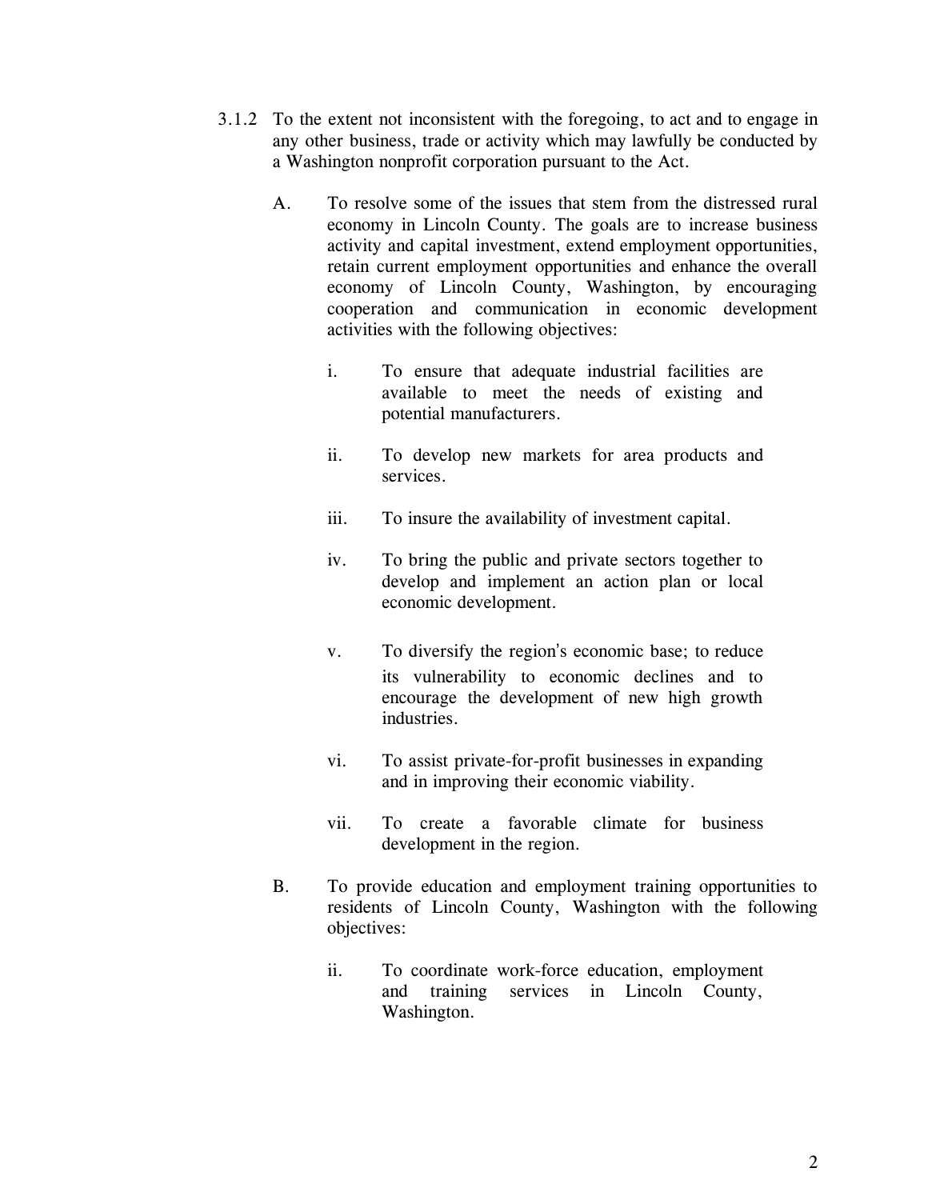3.1.2 To the extent not inconsistent with the foregoing, to act and to engage in any other business, trade or activity which may lawfully be conducted by a Washington nonprofit corporation pursuant to the Act.

A. To resolve some of the issues that stem from the distressed rural economy in Lincoln County. The goals are to increase business activity and capital investment, extend employment opportunities, retain current employment opportunities and enhance the overall economy of Lincoln County, Washington, by encouraging cooperation and communication in economic development activities with the following objectives:

i. To ensure that adequate industrial facilities are available to meet the needs of existing and potential manufacturers.

ii. To develop new markets for area products and services.

iii. To insure the availability of investment capital.

iv. To bring the public and private sectors together to develop and implement an action plan or local economic development.

v. To diversify the region's economic base; to reduce its vulnerability to economic declines and to encourage the development of new high growth industries.

vi. To assist private-for-profit businesses in expanding and in improving their economic viability.

vii. To create a favorable climate for business development in the region.

B. To provide education and employment training opportunities to residents of Lincoln County, Washington with the following objectives:

ii. To coordinate work-force education, employment and training services in Lincoln County, Washington.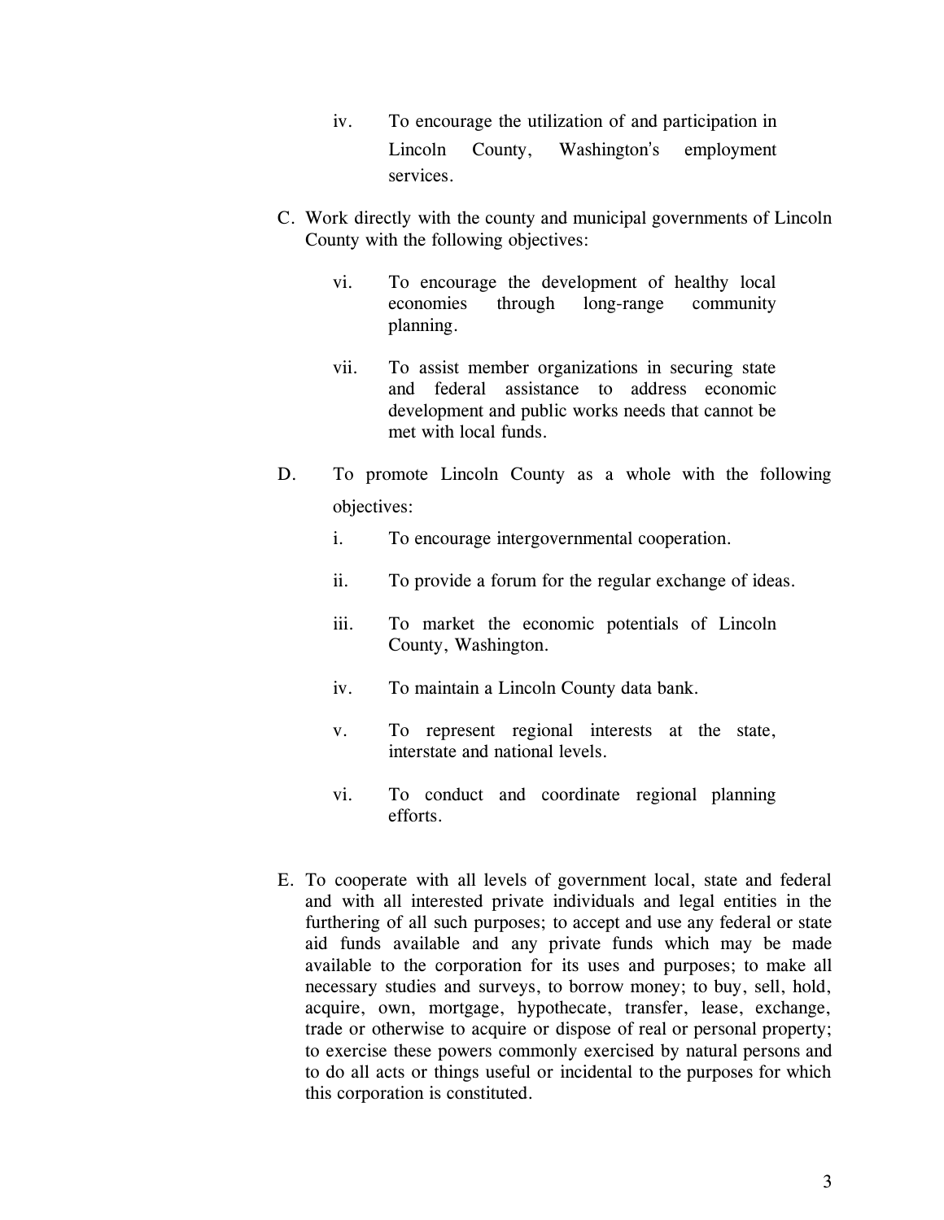iv. To encourage the utilization of and participation in Lincoln County, Washington's employment services.

C. Work directly with the county and municipal governments of Lincoln County with the following objectives:

vi. To encourage the development of healthy local economies through long-range community planning.

vii. To assist member organizations in securing state and federal assistance to address economic development and public works needs that cannot be met with local funds.

D. To promote Lincoln County as a whole with the following objectives:

i. To encourage intergovernmental cooperation.

ii. To provide a forum for the regular exchange of ideas.

iii. To market the economic potentials of Lincoln County, Washington.

iv. To maintain a Lincoln County data bank.

v. To represent regional interests at the state, interstate and national levels.

vi. To conduct and coordinate regional planning efforts.

E. To cooperate with all levels of government local, state and federal and with all interested private individuals and legal entities in the furthering of all such purposes; to accept and use any federal or state aid funds available and any private funds which may be made available to the corporation for its uses and purposes; to make all necessary studies and surveys, to borrow money; to buy, sell, hold, acquire, own, mortgage, hypothecate, transfer, lease, exchange, trade or otherwise to acquire or dispose of real or personal property; to exercise these powers commonly exercised by natural persons and to do all acts or things useful or incidental to the purposes for which this corporation is constituted.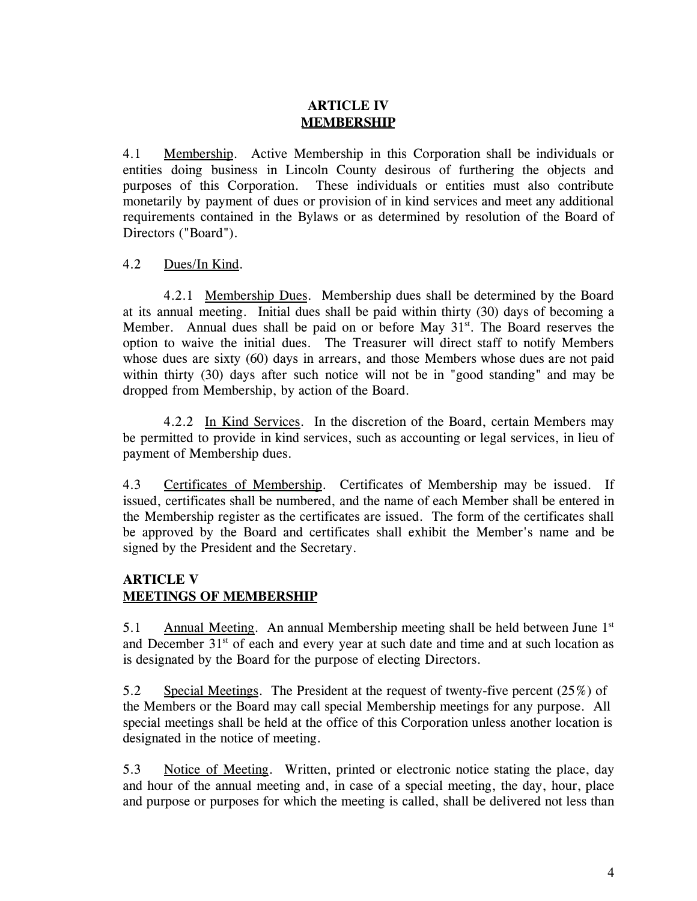## ARTICLE IV
## MEMBERSHIP

4.1 Membership. Active Membership in this Corporation shall be individuals or entities doing business in Lincoln County desirous of furthering the objects and purposes of this Corporation. These individuals or entities must also contribute monetarily by payment of dues or provision of in kind services and meet any additional requirements contained in the Bylaws or as determined by resolution of the Board of Directors ("Board").

4.2 Dues/In Kind.

4.2.1 Membership Dues. Membership dues shall be determined by the Board at its annual meeting. Initial dues shall be paid within thirty (30) days of becoming a Member. Annual dues shall be paid on or before May 31st. The Board reserves the option to waive the initial dues. The Treasurer will direct staff to notify Members whose dues are sixty (60) days in arrears, and those Members whose dues are not paid within thirty (30) days after such notice will not be in "good standing" and may be dropped from Membership, by action of the Board.

4.2.2 In Kind Services. In the discretion of the Board, certain Members may be permitted to provide in kind services, such as accounting or legal services, in lieu of payment of Membership dues.

4.3 Certificates of Membership. Certificates of Membership may be issued. If issued, certificates shall be numbered, and the name of each Member shall be entered in the Membership register as the certificates are issued. The form of the certificates shall be approved by the Board and certificates shall exhibit the Member's name and be signed by the President and the Secretary.

## ARTICLE V
## MEETINGS OF MEMBERSHIP

5.1 Annual Meeting. An annual Membership meeting shall be held between June 1st and December 31st of each and every year at such date and time and at such location as is designated by the Board for the purpose of electing Directors.

5.2 Special Meetings. The President at the request of twenty-five percent (25%) of the Members or the Board may call special Membership meetings for any purpose. All special meetings shall be held at the office of this Corporation unless another location is designated in the notice of meeting.

5.3 Notice of Meeting. Written, printed or electronic notice stating the place, day and hour of the annual meeting and, in case of a special meeting, the day, hour, place and purpose or purposes for which the meeting is called, shall be delivered not less than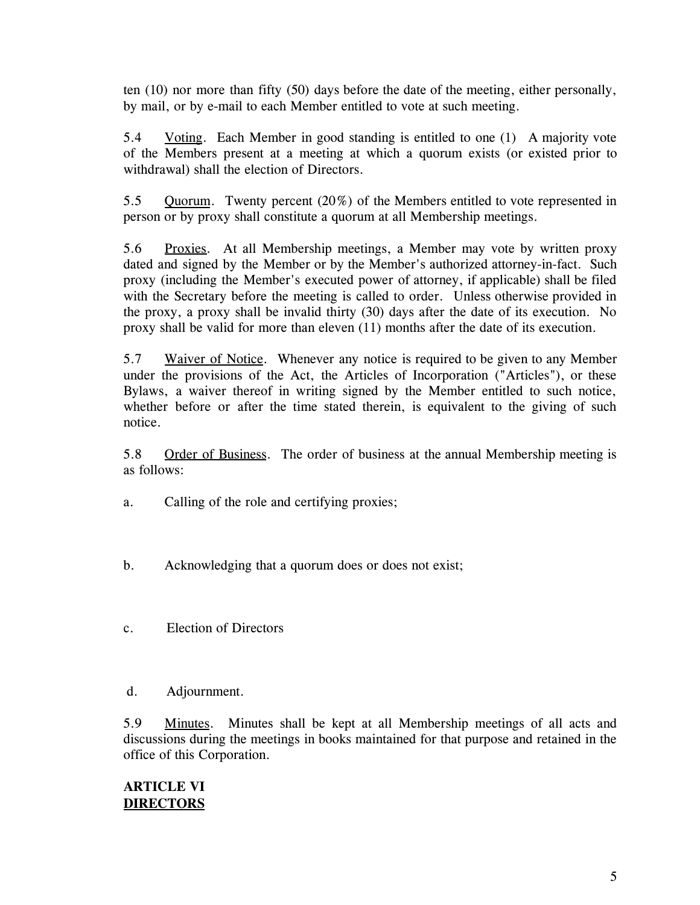ten (10) nor more than fifty (50) days before the date of the meeting, either personally, by mail, or by e-mail to each Member entitled to vote at such meeting.

5.4 Voting. Each Member in good standing is entitled to one (1) A majority vote of the Members present at a meeting at which a quorum exists (or existed prior to withdrawal) shall the election of Directors.

5.5 Quorum. Twenty percent (20%) of the Members entitled to vote represented in person or by proxy shall constitute a quorum at all Membership meetings.

5.6 Proxies. At all Membership meetings, a Member may vote by written proxy dated and signed by the Member or by the Member's authorized attorney-in-fact. Such proxy (including the Member's executed power of attorney, if applicable) shall be filed with the Secretary before the meeting is called to order. Unless otherwise provided in the proxy, a proxy shall be invalid thirty (30) days after the date of its execution. No proxy shall be valid for more than eleven (11) months after the date of its execution.

5.7 Waiver of Notice. Whenever any notice is required to be given to any Member under the provisions of the Act, the Articles of Incorporation ("Articles"), or these Bylaws, a waiver thereof in writing signed by the Member entitled to such notice, whether before or after the time stated therein, is equivalent to the giving of such notice.

5.8 Order of Business. The order of business at the annual Membership meeting is as follows:

a. Calling of the role and certifying proxies;

b. Acknowledging that a quorum does or does not exist;

c. Election of Directors

d. Adjournment.

5.9 Minutes. Minutes shall be kept at all Membership meetings of all acts and discussions during the meetings in books maintained for that purpose and retained in the office of this Corporation.

## ARTICLE VI
## DIRECTORS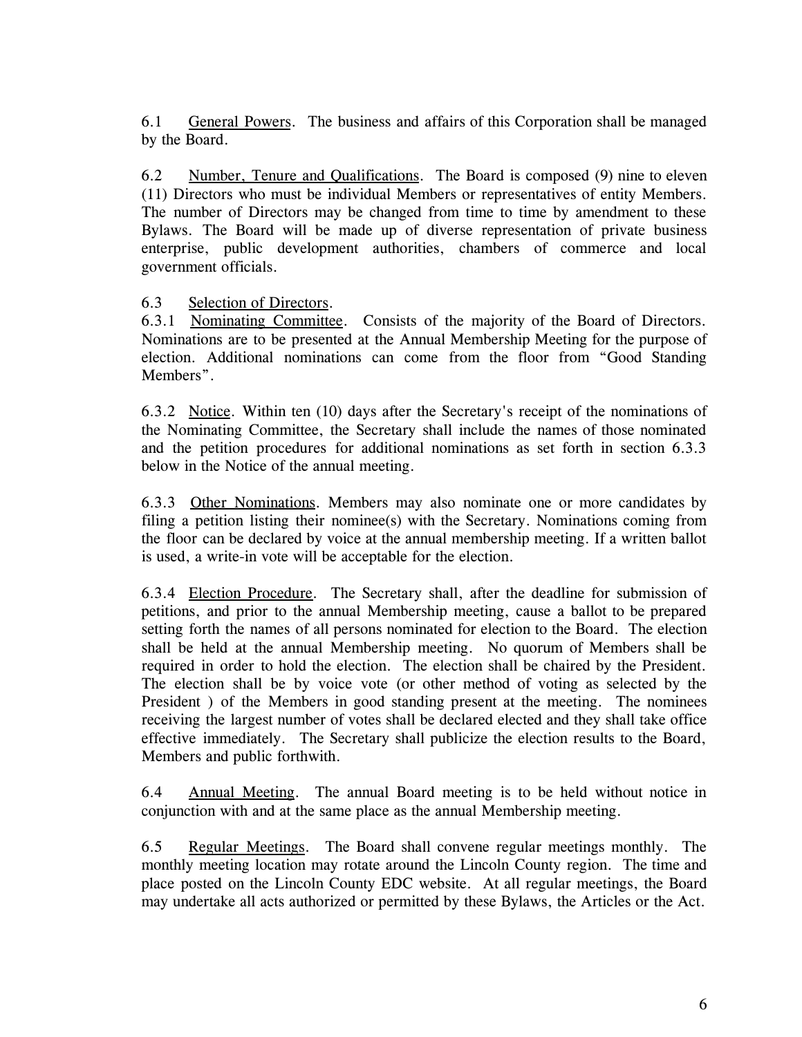6.1 General Powers. The business and affairs of this Corporation shall be managed by the Board.

6.2 Number, Tenure and Qualifications. The Board is composed (9) nine to eleven (11) Directors who must be individual Members or representatives of entity Members. The number of Directors may be changed from time to time by amendment to these Bylaws. The Board will be made up of diverse representation of private business enterprise, public development authorities, chambers of commerce and local government officials.

6.3 Selection of Directors.
6.3.1 Nominating Committee. Consists of the majority of the Board of Directors. Nominations are to be presented at the Annual Membership Meeting for the purpose of election. Additional nominations can come from the floor from "Good Standing Members".

6.3.2 Notice. Within ten (10) days after the Secretary's receipt of the nominations of the Nominating Committee, the Secretary shall include the names of those nominated and the petition procedures for additional nominations as set forth in section 6.3.3 below in the Notice of the annual meeting.

6.3.3 Other Nominations. Members may also nominate one or more candidates by filing a petition listing their nominee(s) with the Secretary. Nominations coming from the floor can be declared by voice at the annual membership meeting. If a written ballot is used, a write-in vote will be acceptable for the election.

6.3.4 Election Procedure. The Secretary shall, after the deadline for submission of petitions, and prior to the annual Membership meeting, cause a ballot to be prepared setting forth the names of all persons nominated for election to the Board. The election shall be held at the annual Membership meeting. No quorum of Members shall be required in order to hold the election. The election shall be chaired by the President. The election shall be by voice vote (or other method of voting as selected by the President ) of the Members in good standing present at the meeting. The nominees receiving the largest number of votes shall be declared elected and they shall take office effective immediately. The Secretary shall publicize the election results to the Board, Members and public forthwith.

6.4 Annual Meeting. The annual Board meeting is to be held without notice in conjunction with and at the same place as the annual Membership meeting.

6.5 Regular Meetings. The Board shall convene regular meetings monthly. The monthly meeting location may rotate around the Lincoln County region. The time and place posted on the Lincoln County EDC website. At all regular meetings, the Board may undertake all acts authorized or permitted by these Bylaws, the Articles or the Act.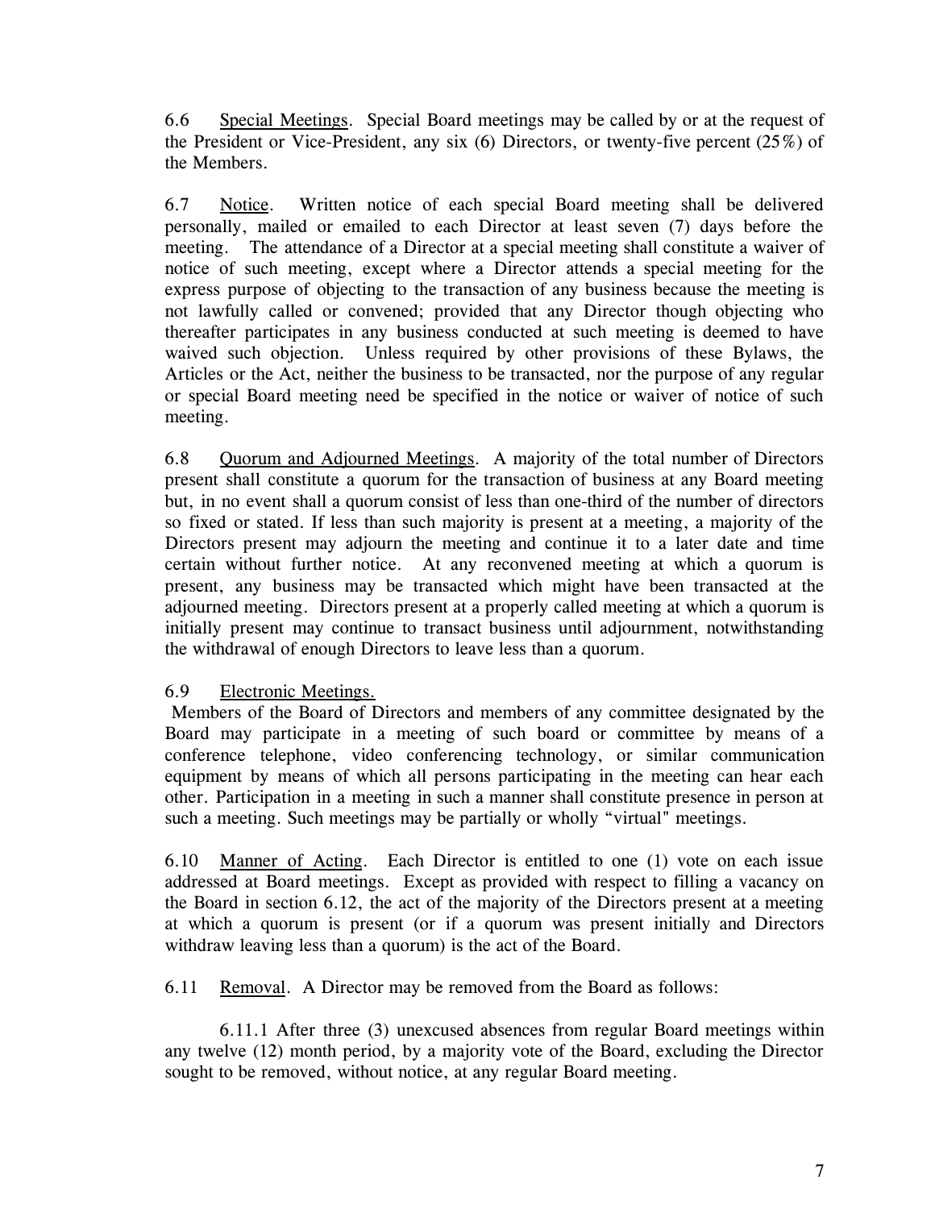6.6 Special Meetings. Special Board meetings may be called by or at the request of the President or Vice-President, any six (6) Directors, or twenty-five percent (25%) of the Members.

6.7 Notice. Written notice of each special Board meeting shall be delivered personally, mailed or emailed to each Director at least seven (7) days before the meeting. The attendance of a Director at a special meeting shall constitute a waiver of notice of such meeting, except where a Director attends a special meeting for the express purpose of objecting to the transaction of any business because the meeting is not lawfully called or convened; provided that any Director though objecting who thereafter participates in any business conducted at such meeting is deemed to have waived such objection. Unless required by other provisions of these Bylaws, the Articles or the Act, neither the business to be transacted, nor the purpose of any regular or special Board meeting need be specified in the notice or waiver of notice of such meeting.

6.8 Quorum and Adjourned Meetings. A majority of the total number of Directors present shall constitute a quorum for the transaction of business at any Board meeting but, in no event shall a quorum consist of less than one-third of the number of directors so fixed or stated. If less than such majority is present at a meeting, a majority of the Directors present may adjourn the meeting and continue it to a later date and time certain without further notice. At any reconvened meeting at which a quorum is present, any business may be transacted which might have been transacted at the adjourned meeting. Directors present at a properly called meeting at which a quorum is initially present may continue to transact business until adjournment, notwithstanding the withdrawal of enough Directors to leave less than a quorum.

6.9 Electronic Meetings.
Members of the Board of Directors and members of any committee designated by the Board may participate in a meeting of such board or committee by means of a conference telephone, video conferencing technology, or similar communication equipment by means of which all persons participating in the meeting can hear each other. Participation in a meeting in such a manner shall constitute presence in person at such a meeting. Such meetings may be partially or wholly "virtual" meetings.

6.10 Manner of Acting. Each Director is entitled to one (1) vote on each issue addressed at Board meetings. Except as provided with respect to filling a vacancy on the Board in section 6.12, the act of the majority of the Directors present at a meeting at which a quorum is present (or if a quorum was present initially and Directors withdraw leaving less than a quorum) is the act of the Board.

6.11 Removal. A Director may be removed from the Board as follows:

6.11.1 After three (3) unexcused absences from regular Board meetings within any twelve (12) month period, by a majority vote of the Board, excluding the Director sought to be removed, without notice, at any regular Board meeting.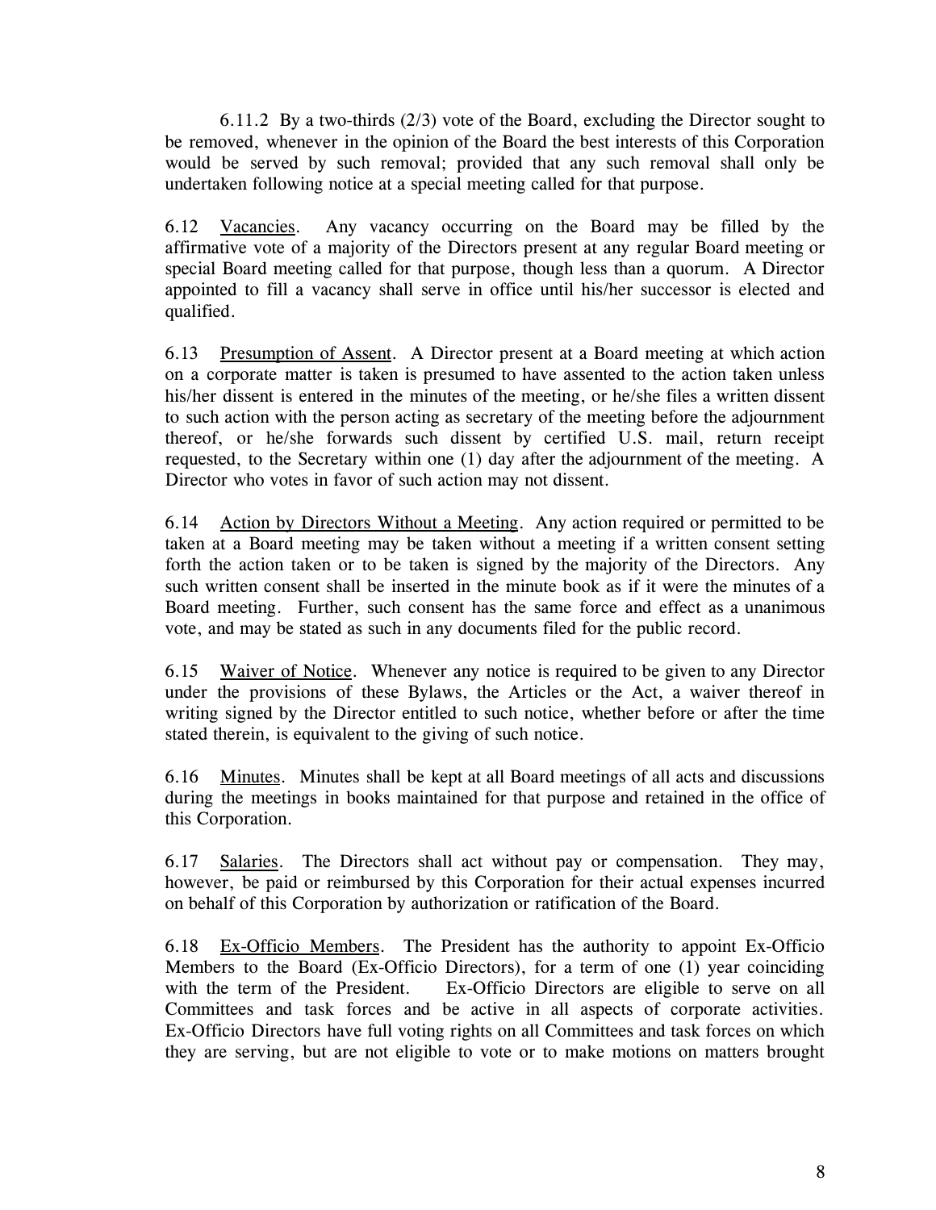6.11.2 By a two-thirds (2/3) vote of the Board, excluding the Director sought to be removed, whenever in the opinion of the Board the best interests of this Corporation would be served by such removal; provided that any such removal shall only be undertaken following notice at a special meeting called for that purpose.

6.12 Vacancies. Any vacancy occurring on the Board may be filled by the affirmative vote of a majority of the Directors present at any regular Board meeting or special Board meeting called for that purpose, though less than a quorum. A Director appointed to fill a vacancy shall serve in office until his/her successor is elected and qualified.

6.13 Presumption of Assent. A Director present at a Board meeting at which action on a corporate matter is taken is presumed to have assented to the action taken unless his/her dissent is entered in the minutes of the meeting, or he/she files a written dissent to such action with the person acting as secretary of the meeting before the adjournment thereof, or he/she forwards such dissent by certified U.S. mail, return receipt requested, to the Secretary within one (1) day after the adjournment of the meeting. A Director who votes in favor of such action may not dissent.

6.14 Action by Directors Without a Meeting. Any action required or permitted to be taken at a Board meeting may be taken without a meeting if a written consent setting forth the action taken or to be taken is signed by the majority of the Directors. Any such written consent shall be inserted in the minute book as if it were the minutes of a Board meeting. Further, such consent has the same force and effect as a unanimous vote, and may be stated as such in any documents filed for the public record.

6.15 Waiver of Notice. Whenever any notice is required to be given to any Director under the provisions of these Bylaws, the Articles or the Act, a waiver thereof in writing signed by the Director entitled to such notice, whether before or after the time stated therein, is equivalent to the giving of such notice.

6.16 Minutes. Minutes shall be kept at all Board meetings of all acts and discussions during the meetings in books maintained for that purpose and retained in the office of this Corporation.

6.17 Salaries. The Directors shall act without pay or compensation. They may, however, be paid or reimbursed by this Corporation for their actual expenses incurred on behalf of this Corporation by authorization or ratification of the Board.

6.18 Ex-Officio Members. The President has the authority to appoint Ex-Officio Members to the Board (Ex-Officio Directors), for a term of one (1) year coinciding with the term of the President. Ex-Officio Directors are eligible to serve on all Committees and task forces and be active in all aspects of corporate activities. Ex-Officio Directors have full voting rights on all Committees and task forces on which they are serving, but are not eligible to vote or to make motions on matters brought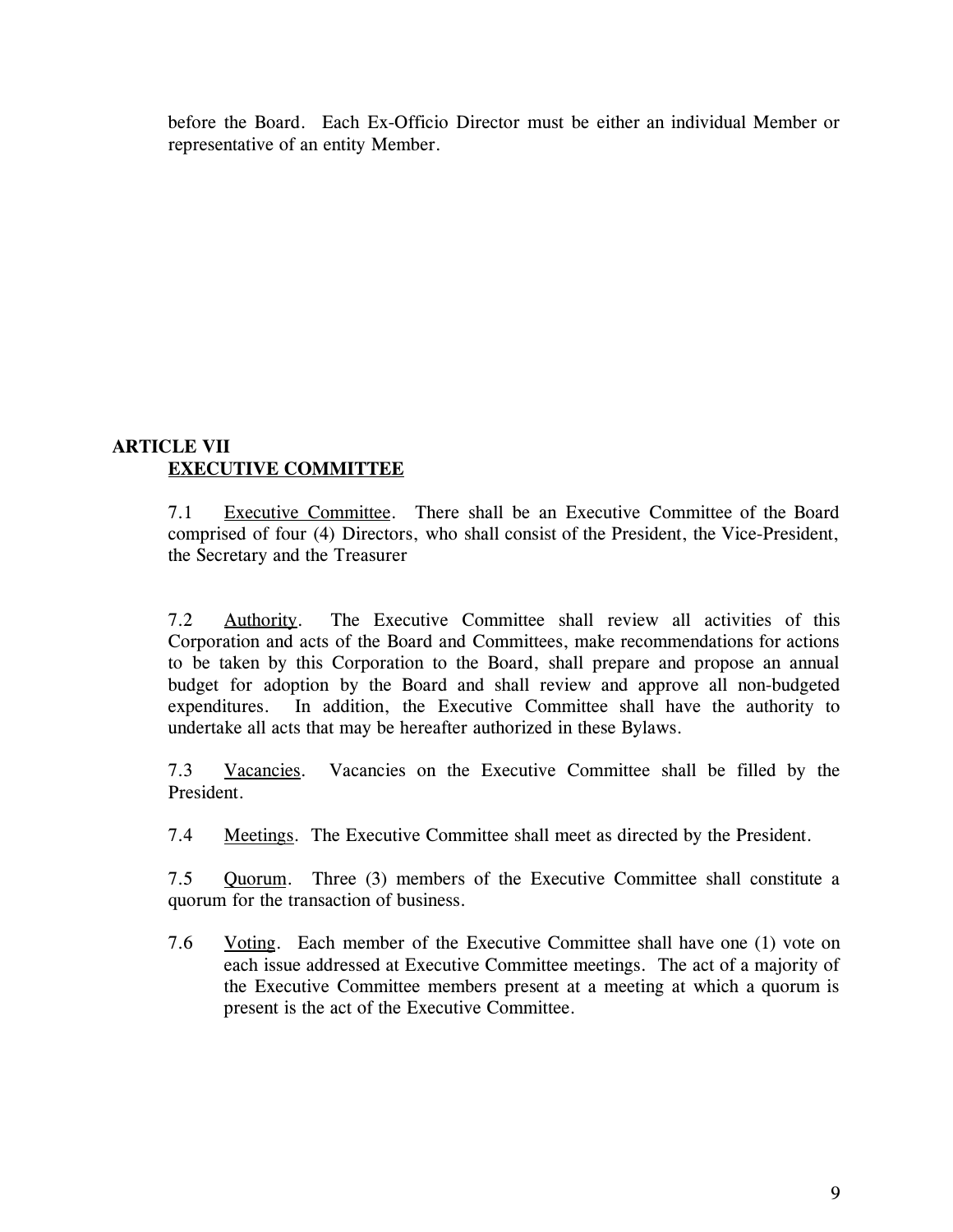before the Board. Each Ex-Officio Director must be either an individual Member or representative of an entity Member.

## ARTICLE VII
## EXECUTIVE COMMITTEE

7.1 Executive Committee. There shall be an Executive Committee of the Board comprised of four (4) Directors, who shall consist of the President, the Vice-President, the Secretary and the Treasurer

7.2 Authority. The Executive Committee shall review all activities of this Corporation and acts of the Board and Committees, make recommendations for actions to be taken by this Corporation to the Board, shall prepare and propose an annual budget for adoption by the Board and shall review and approve all non-budgeted expenditures. In addition, the Executive Committee shall have the authority to undertake all acts that may be hereafter authorized in these Bylaws.

7.3 Vacancies. Vacancies on the Executive Committee shall be filled by the President.

7.4 Meetings. The Executive Committee shall meet as directed by the President.

7.5 Quorum. Three (3) members of the Executive Committee shall constitute a quorum for the transaction of business.

7.6 Voting. Each member of the Executive Committee shall have one (1) vote on each issue addressed at Executive Committee meetings. The act of a majority of the Executive Committee members present at a meeting at which a quorum is present is the act of the Executive Committee.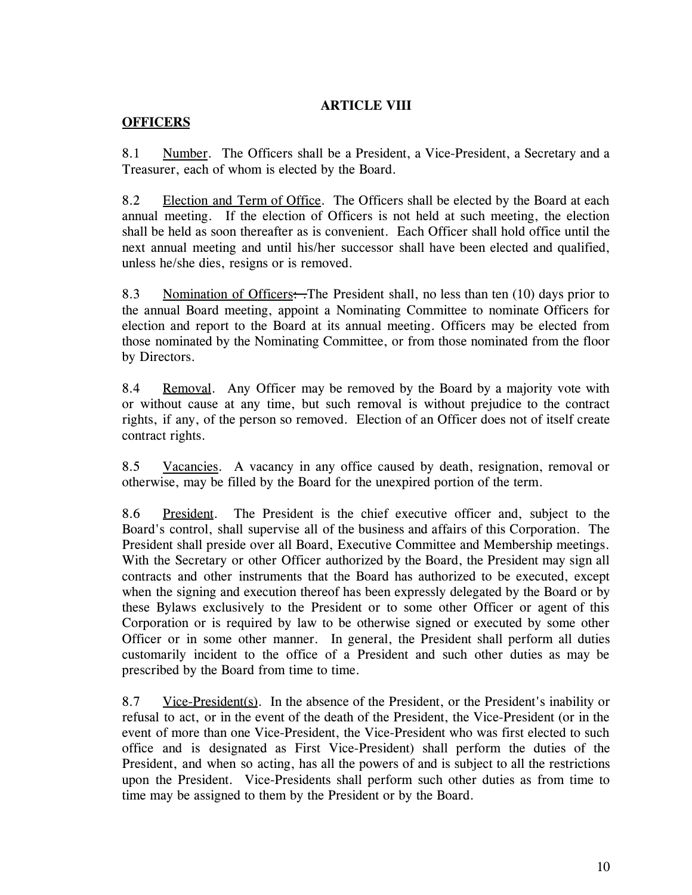## ARTICLE VIII

**OFFICERS**

8.1 Number. The Officers shall be a President, a Vice-President, a Secretary and a Treasurer, each of whom is elected by the Board.

8.2 Election and Term of Office. The Officers shall be elected by the Board at each annual meeting. If the election of Officers is not held at such meeting, the election shall be held as soon thereafter as is convenient. Each Officer shall hold office until the next annual meeting and until his/her successor shall have been elected and qualified, unless he/she dies, resigns or is removed.

8.3 Nomination of Officers. The President shall, no less than ten (10) days prior to the annual Board meeting, appoint a Nominating Committee to nominate Officers for election and report to the Board at its annual meeting. Officers may be elected from those nominated by the Nominating Committee, or from those nominated from the floor by Directors.

8.4 Removal. Any Officer may be removed by the Board by a majority vote with or without cause at any time, but such removal is without prejudice to the contract rights, if any, of the person so removed. Election of an Officer does not of itself create contract rights.

8.5 Vacancies. A vacancy in any office caused by death, resignation, removal or otherwise, may be filled by the Board for the unexpired portion of the term.

8.6 President. The President is the chief executive officer and, subject to the Board's control, shall supervise all of the business and affairs of this Corporation. The President shall preside over all Board, Executive Committee and Membership meetings. With the Secretary or other Officer authorized by the Board, the President may sign all contracts and other instruments that the Board has authorized to be executed, except when the signing and execution thereof has been expressly delegated by the Board or by these Bylaws exclusively to the President or to some other Officer or agent of this Corporation or is required by law to be otherwise signed or executed by some other Officer or in some other manner. In general, the President shall perform all duties customarily incident to the office of a President and such other duties as may be prescribed by the Board from time to time.

8.7 Vice-President(s). In the absence of the President, or the President's inability or refusal to act, or in the event of the death of the President, the Vice-President (or in the event of more than one Vice-President, the Vice-President who was first elected to such office and is designated as First Vice-President) shall perform the duties of the President, and when so acting, has all the powers of and is subject to all the restrictions upon the President. Vice-Presidents shall perform such other duties as from time to time may be assigned to them by the President or by the Board.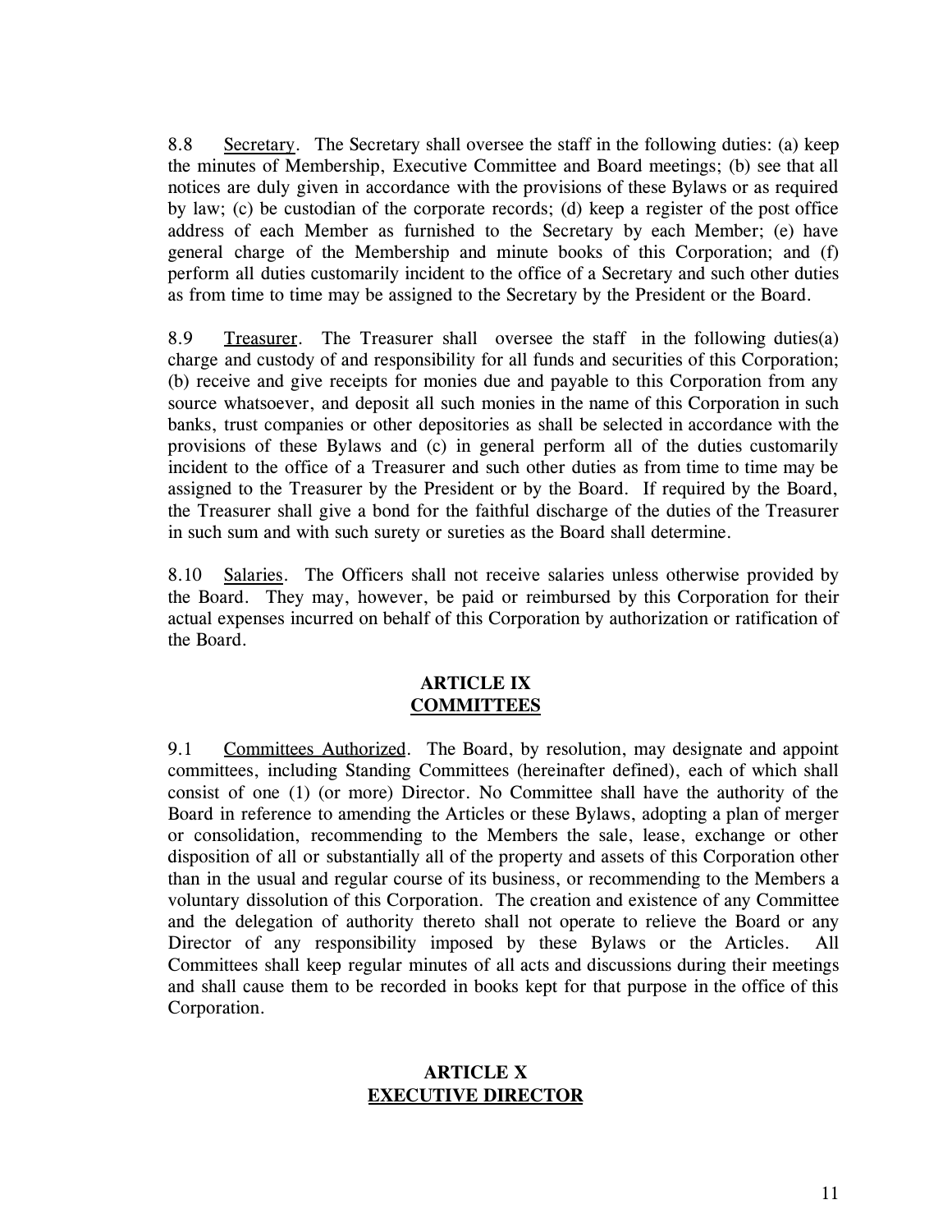8.8 Secretary. The Secretary shall oversee the staff in the following duties: (a) keep the minutes of Membership, Executive Committee and Board meetings; (b) see that all notices are duly given in accordance with the provisions of these Bylaws or as required by law; (c) be custodian of the corporate records; (d) keep a register of the post office address of each Member as furnished to the Secretary by each Member; (e) have general charge of the Membership and minute books of this Corporation; and (f) perform all duties customarily incident to the office of a Secretary and such other duties as from time to time may be assigned to the Secretary by the President or the Board.

8.9 Treasurer. The Treasurer shall oversee the staff in the following duties(a) charge and custody of and responsibility for all funds and securities of this Corporation; (b) receive and give receipts for monies due and payable to this Corporation from any source whatsoever, and deposit all such monies in the name of this Corporation in such banks, trust companies or other depositories as shall be selected in accordance with the provisions of these Bylaws and (c) in general perform all of the duties customarily incident to the office of a Treasurer and such other duties as from time to time may be assigned to the Treasurer by the President or by the Board. If required by the Board, the Treasurer shall give a bond for the faithful discharge of the duties of the Treasurer in such sum and with such surety or sureties as the Board shall determine.

8.10 Salaries. The Officers shall not receive salaries unless otherwise provided by the Board. They may, however, be paid or reimbursed by this Corporation for their actual expenses incurred on behalf of this Corporation by authorization or ratification of the Board.

## ARTICLE IX
## COMMITTEES

9.1 Committees Authorized. The Board, by resolution, may designate and appoint committees, including Standing Committees (hereinafter defined), each of which shall consist of one (1) (or more) Director. No Committee shall have the authority of the Board in reference to amending the Articles or these Bylaws, adopting a plan of merger or consolidation, recommending to the Members the sale, lease, exchange or other disposition of all or substantially all of the property and assets of this Corporation other than in the usual and regular course of its business, or recommending to the Members a voluntary dissolution of this Corporation. The creation and existence of any Committee and the delegation of authority thereto shall not operate to relieve the Board or any Director of any responsibility imposed by these Bylaws or the Articles. All Committees shall keep regular minutes of all acts and discussions during their meetings and shall cause them to be recorded in books kept for that purpose in the office of this Corporation.

## ARTICLE X
## EXECUTIVE DIRECTOR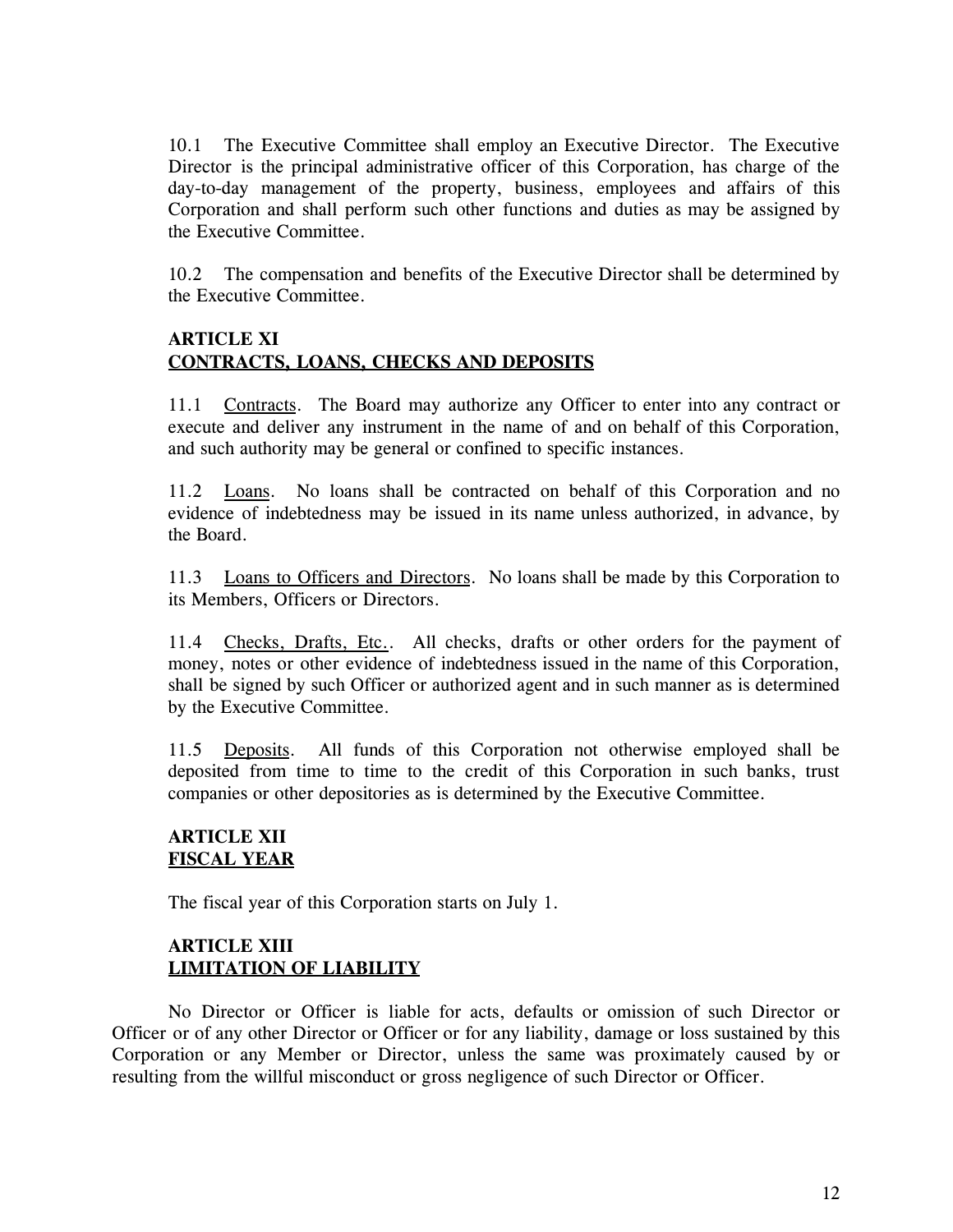10.1 The Executive Committee shall employ an Executive Director. The Executive Director is the principal administrative officer of this Corporation, has charge of the day-to-day management of the property, business, employees and affairs of this Corporation and shall perform such other functions and duties as may be assigned by the Executive Committee.

10.2 The compensation and benefits of the Executive Director shall be determined by the Executive Committee.

## ARTICLE XI
## CONTRACTS, LOANS, CHECKS AND DEPOSITS

11.1 Contracts. The Board may authorize any Officer to enter into any contract or execute and deliver any instrument in the name of and on behalf of this Corporation, and such authority may be general or confined to specific instances.

11.2 Loans. No loans shall be contracted on behalf of this Corporation and no evidence of indebtedness may be issued in its name unless authorized, in advance, by the Board.

11.3 Loans to Officers and Directors. No loans shall be made by this Corporation to its Members, Officers or Directors.

11.4 Checks, Drafts, Etc.. All checks, drafts or other orders for the payment of money, notes or other evidence of indebtedness issued in the name of this Corporation, shall be signed by such Officer or authorized agent and in such manner as is determined by the Executive Committee.

11.5 Deposits. All funds of this Corporation not otherwise employed shall be deposited from time to time to the credit of this Corporation in such banks, trust companies or other depositories as is determined by the Executive Committee.

## ARTICLE XII
## FISCAL YEAR

The fiscal year of this Corporation starts on July 1.

## ARTICLE XIII
## LIMITATION OF LIABILITY

No Director or Officer is liable for acts, defaults or omission of such Director or Officer or of any other Director or Officer or for any liability, damage or loss sustained by this Corporation or any Member or Director, unless the same was proximately caused by or resulting from the willful misconduct or gross negligence of such Director or Officer.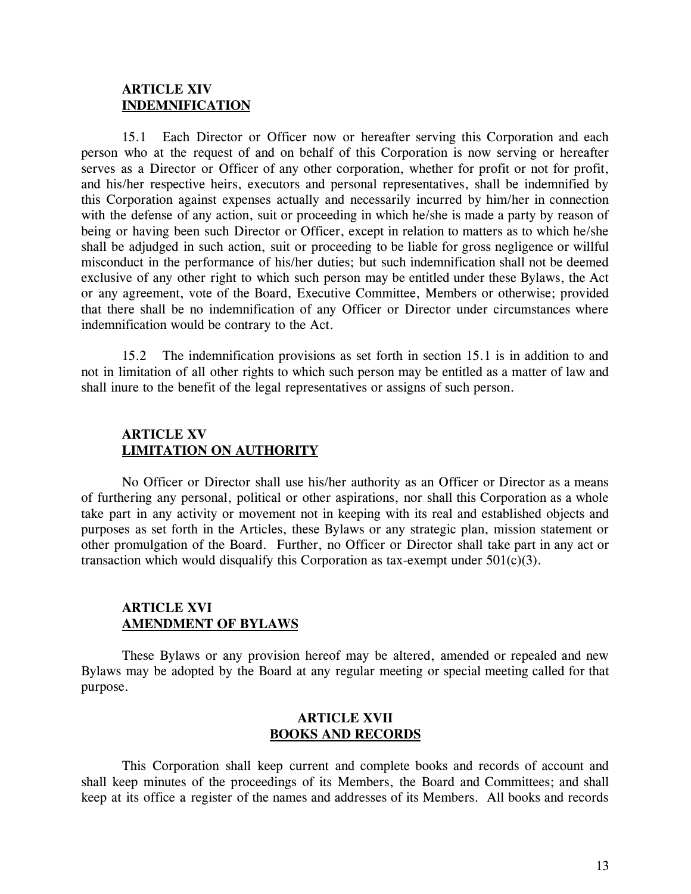## ARTICLE XIV
## INDEMNIFICATION

15.1 Each Director or Officer now or hereafter serving this Corporation and each person who at the request of and on behalf of this Corporation is now serving or hereafter serves as a Director or Officer of any other corporation, whether for profit or not for profit, and his/her respective heirs, executors and personal representatives, shall be indemnified by this Corporation against expenses actually and necessarily incurred by him/her in connection with the defense of any action, suit or proceeding in which he/she is made a party by reason of being or having been such Director or Officer, except in relation to matters as to which he/she shall be adjudged in such action, suit or proceeding to be liable for gross negligence or willful misconduct in the performance of his/her duties; but such indemnification shall not be deemed exclusive of any other right to which such person may be entitled under these Bylaws, the Act or any agreement, vote of the Board, Executive Committee, Members or otherwise; provided that there shall be no indemnification of any Officer or Director under circumstances where indemnification would be contrary to the Act.

15.2 The indemnification provisions as set forth in section 15.1 is in addition to and not in limitation of all other rights to which such person may be entitled as a matter of law and shall inure to the benefit of the legal representatives or assigns of such person.

## ARTICLE XV
## LIMITATION ON AUTHORITY

No Officer or Director shall use his/her authority as an Officer or Director as a means of furthering any personal, political or other aspirations, nor shall this Corporation as a whole take part in any activity or movement not in keeping with its real and established objects and purposes as set forth in the Articles, these Bylaws or any strategic plan, mission statement or other promulgation of the Board. Further, no Officer or Director shall take part in any act or transaction which would disqualify this Corporation as tax-exempt under 501(c)(3).

## ARTICLE XVI
## AMENDMENT OF BYLAWS

These Bylaws or any provision hereof may be altered, amended or repealed and new Bylaws may be adopted by the Board at any regular meeting or special meeting called for that purpose.

## ARTICLE XVII
## BOOKS AND RECORDS

This Corporation shall keep current and complete books and records of account and shall keep minutes of the proceedings of its Members, the Board and Committees; and shall keep at its office a register of the names and addresses of its Members. All books and records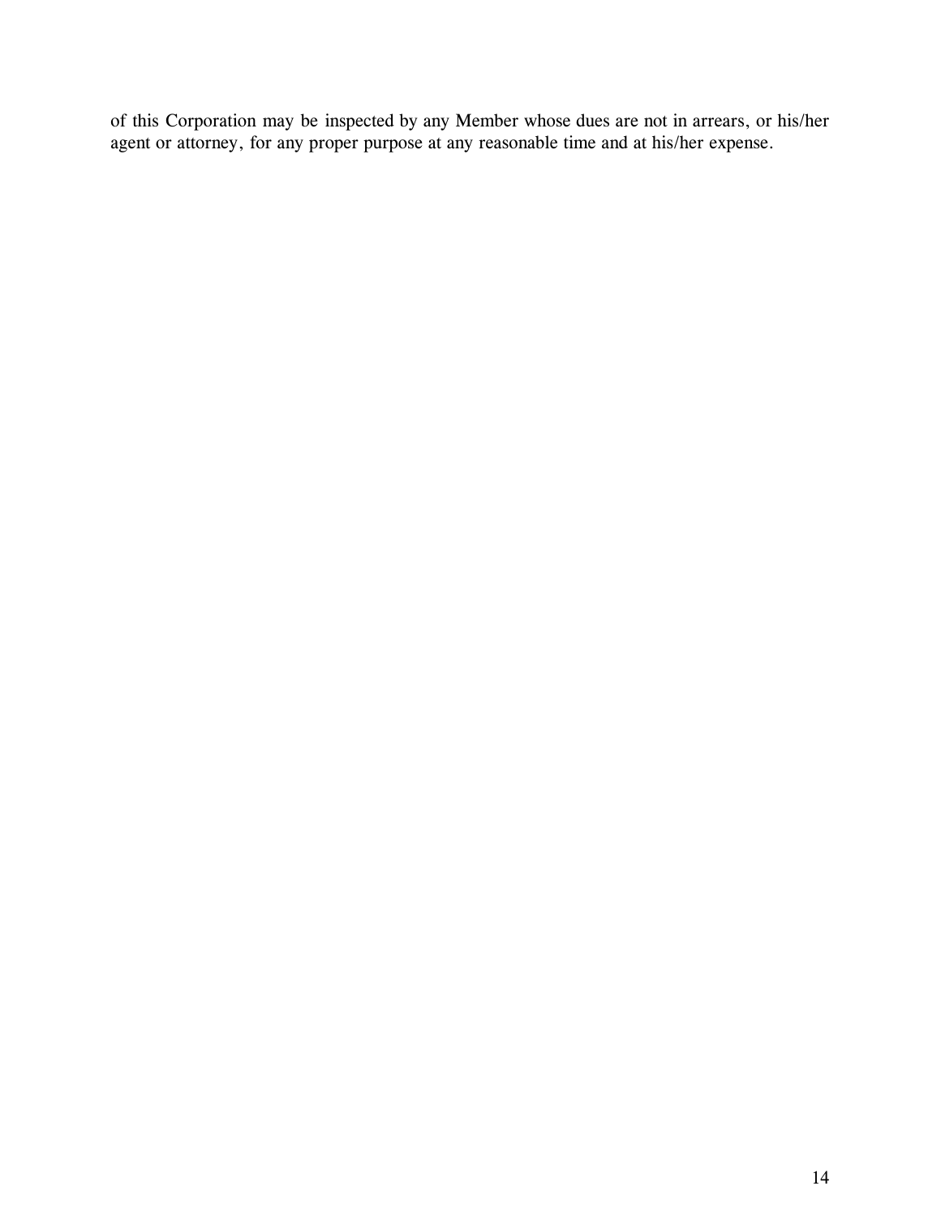of this Corporation may be inspected by any Member whose dues are not in arrears, or his/her agent or attorney, for any proper purpose at any reasonable time and at his/her expense.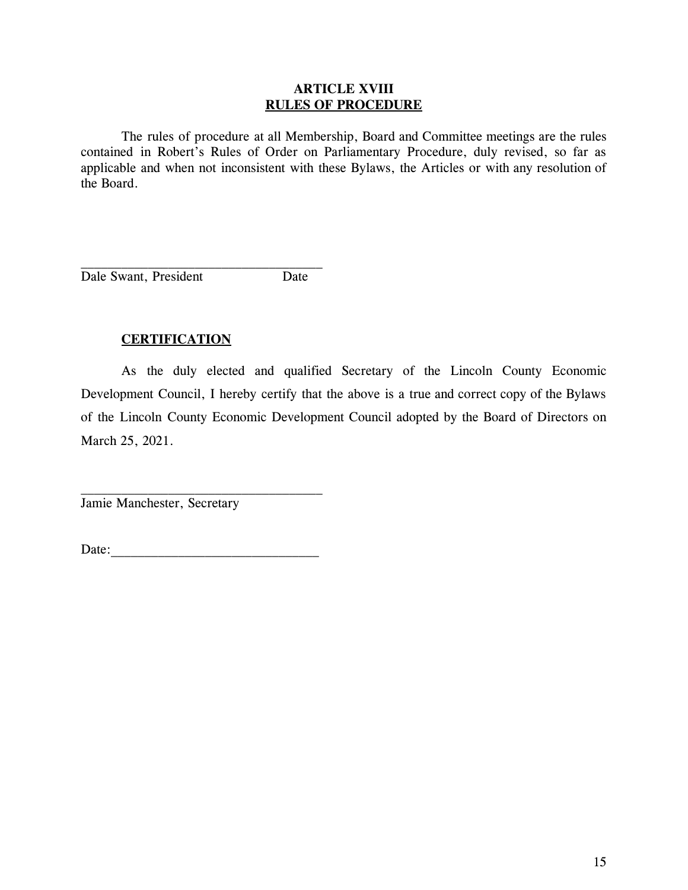## ARTICLE XVIII
## RULES OF PROCEDURE

The rules of procedure at all Membership, Board and Committee meetings are the rules contained in Robert's Rules of Order on Parliamentary Procedure, duly revised, so far as applicable and when not inconsistent with these Bylaws, the Articles or with any resolution of the Board.

\_\_\_\_\_\_\_\_\_\_\_\_\_\_\_\_\_\_\_\_\_\_\_\_\_\_\_\_\_\_\_\_\_\_\_\_\_\_
Dale Swant, President                    Date

**CERTIFICATION**

As the duly elected and qualified Secretary of the Lincoln County Economic Development Council, I hereby certify that the above is a true and correct copy of the Bylaws of the Lincoln County Economic Development Council adopted by the Board of Directors on March 25, 2021.

\_\_\_\_\_\_\_\_\_\_\_\_\_\_\_\_\_\_\_\_\_\_\_\_\_\_\_\_\_\_\_\_\_\_\_\_\_\_
Jamie Manchester, Secretary

Date:\_\_\_\_\_\_\_\_\_\_\_\_\_\_\_\_\_\_\_\_\_\_\_\_\_\_\_\_\_\_\_\_